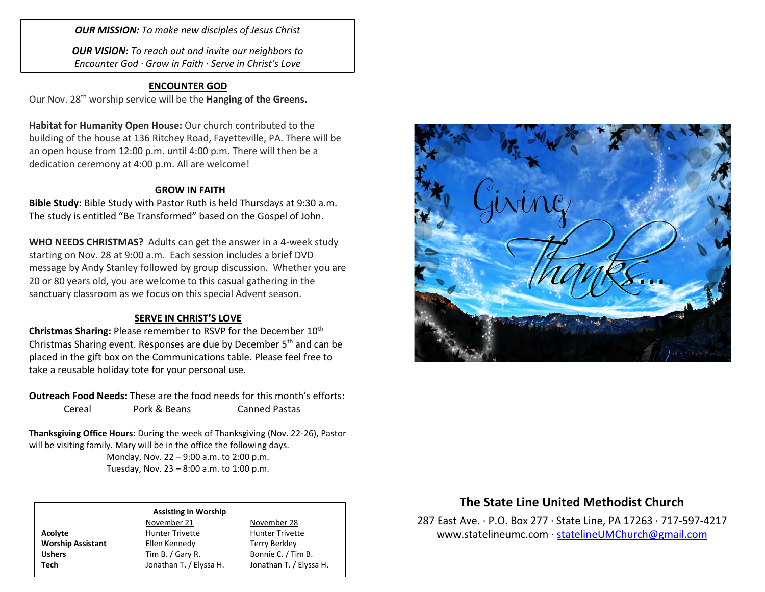***OUR MISSION:*** *To make new disciples of Jesus Christ*

***OUR VISION:*** *To reach out and invite our neighbors to Encounter God · Grow in Faith · Serve in Christ's Love*

## ENCOUNTER GOD

Our Nov. 28th worship service will be the **Hanging of the Greens.**

**Habitat for Humanity Open House:** Our church contributed to the building of the house at 136 Ritchey Road, Fayetteville, PA. There will be an open house from 12:00 p.m. until 4:00 p.m. There will then be a dedication ceremony at 4:00 p.m. All are welcome!

## GROW IN FAITH

**Bible Study:** Bible Study with Pastor Ruth is held Thursdays at 9:30 a.m. The study is entitled "Be Transformed" based on the Gospel of John.

**WHO NEEDS CHRISTMAS?** Adults can get the answer in a 4-week study starting on Nov. 28 at 9:00 a.m. Each session includes a brief DVD message by Andy Stanley followed by group discussion. Whether you are 20 or 80 years old, you are welcome to this casual gathering in the sanctuary classroom as we focus on this special Advent season.

## SERVE IN CHRIST'S LOVE

**Christmas Sharing:** Please remember to RSVP for the December 10th Christmas Sharing event. Responses are due by December 5th and can be placed in the gift box on the Communications table. Please feel free to take a reusable holiday tote for your personal use.

**Outreach Food Needs:** These are the food needs for this month's efforts:

Cereal · Pork & Beans · Canned Pastas

**Thanksgiving Office Hours:** During the week of Thanksgiving (Nov. 22-26), Pastor will be visiting family. Mary will be in the office the following days.

Monday, Nov. 22 – 9:00 a.m. to 2:00 p.m.
Tuesday, Nov. 23 – 8:00 a.m. to 1:00 p.m.

**Assisting in Worship**

| | November 21 | November 28 |
|---|---|---|
| **Acolyte** | Hunter Trivette | Hunter Trivette |
| **Worship Assistant** | Ellen Kennedy | Terry Berkley |
| **Ushers** | Tim B. / Gary R. | Bonnie C. / Tim B. |
| **Tech** | Jonathan T. / Elyssa H. | Jonathan T. / Elyssa H. |

Giving Thanks...

## The State Line United Methodist Church

287 East Ave. · P.O. Box 277 · State Line, PA 17263 · 717-597-4217
www.statelineumc.com · statelineUMChurch@gmail.com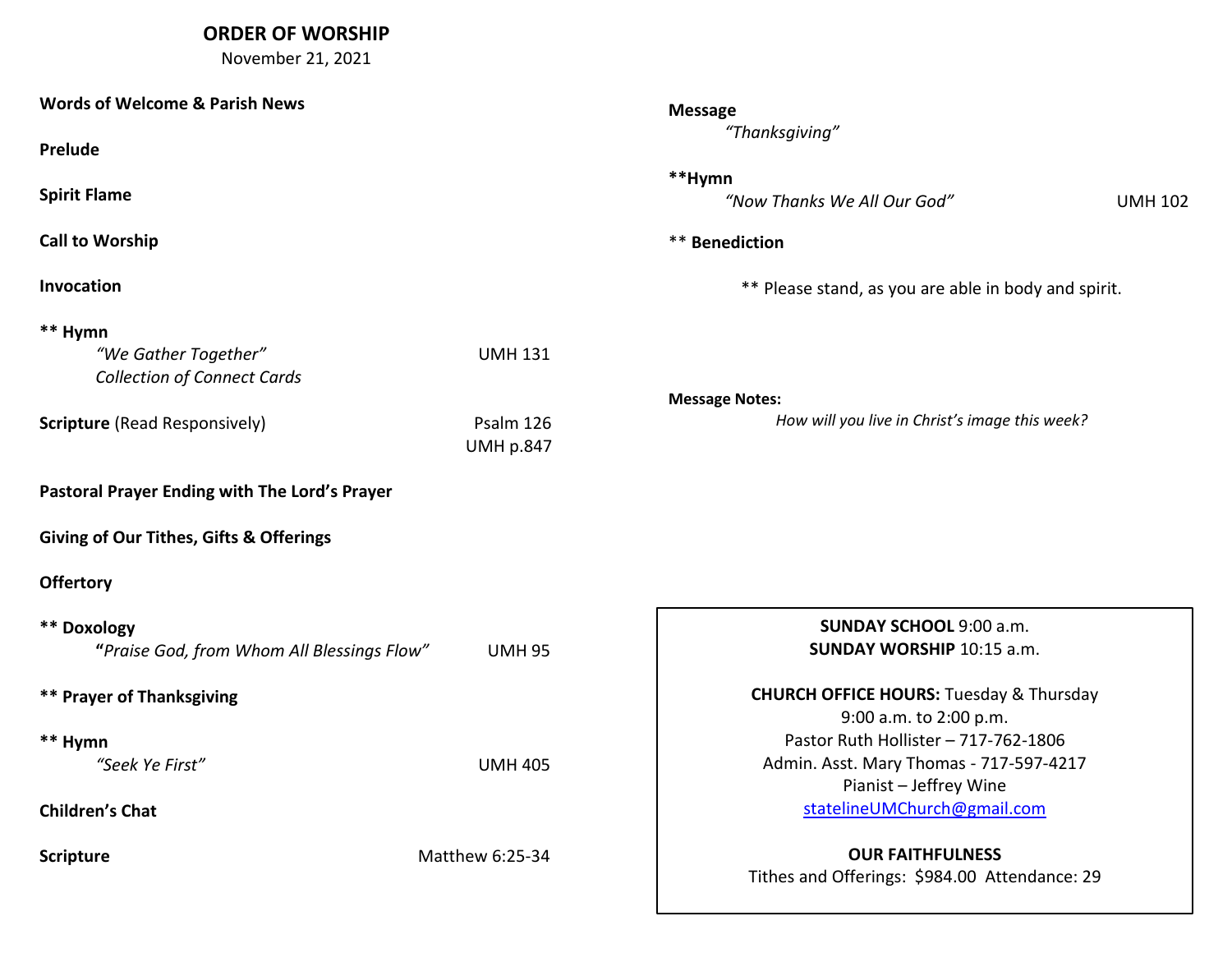## ORDER OF WORSHIP

November 21, 2021

**Words of Welcome & Parish News**

**Prelude**

**Spirit Flame**

**Call to Worship**

**Invocation**

**\*\* Hymn**
*"We Gather Together"* UMH 131
*Collection of Connect Cards*

**Scripture** (Read Responsively) Psalm 126
UMH p.847

**Pastoral Prayer Ending with The Lord's Prayer**

**Giving of Our Tithes, Gifts & Offerings**

**Offertory**

**\*\* Doxology**
**"***Praise God, from Whom All Blessings Flow"* UMH 95

**\*\* Prayer of Thanksgiving**

**\*\* Hymn**
*"Seek Ye First"* UMH 405

**Children's Chat**

**Scripture** Matthew 6:25-34

**Message**
*"Thanksgiving"*

**\*\*Hymn**
*"Now Thanks We All Our God"* UMH 102

\*\* **Benediction**

\*\* Please stand, as you are able in body and spirit.

**Message Notes:**
*How will you live in Christ's image this week?*

**SUNDAY SCHOOL** 9:00 a.m.
**SUNDAY WORSHIP** 10:15 a.m.

**CHURCH OFFICE HOURS:** Tuesday & Thursday
9:00 a.m. to 2:00 p.m.
Pastor Ruth Hollister – 717-762-1806
Admin. Asst. Mary Thomas - 717-597-4217
Pianist – Jeffrey Wine
statelineUMChurch@gmail.com

**OUR FAITHFULNESS**
Tithes and Offerings: $984.00 Attendance: 29